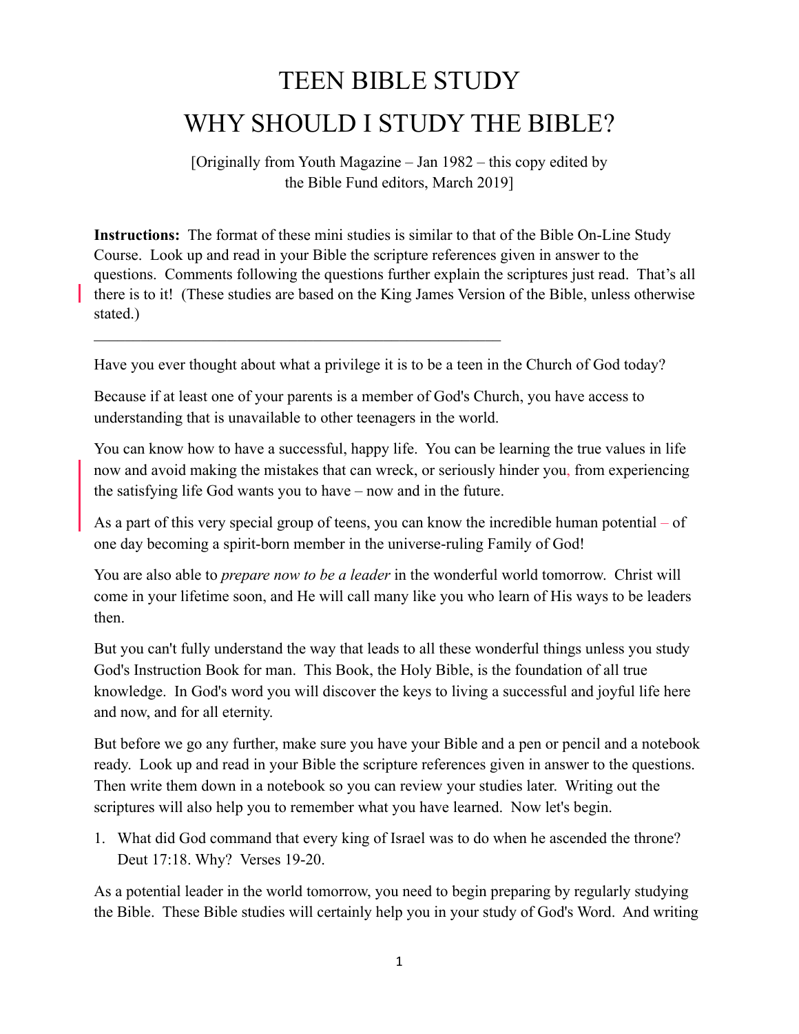# TEEN BIBLE STUDY

# WHY SHOULD I STUDY THE BIBLE?

[Originally from Youth Magazine – Jan 1982 – this copy edited by the Bible Fund editors, March 2019]

**Instructions:** The format of these mini studies is similar to that of the Bible On-Line Study Course. Look up and read in your Bible the scripture references given in answer to the questions. Comments following the questions further explain the scriptures just read. That's all there is to it! (These studies are based on the King James Version of the Bible, unless otherwise stated.)

---

Have you ever thought about what a privilege it is to be a teen in the Church of God today?

Because if at least one of your parents is a member of God's Church, you have access to understanding that is unavailable to other teenagers in the world.

You can know how to have a successful, happy life. You can be learning the true values in life now and avoid making the mistakes that can wreck, or seriously hinder you, from experiencing the satisfying life God wants you to have – now and in the future.

As a part of this very special group of teens, you can know the incredible human potential – of one day becoming a spirit-born member in the universe-ruling Family of God!

You are also able to *prepare now to be a leader* in the wonderful world tomorrow. Christ will come in your lifetime soon, and He will call many like you who learn of His ways to be leaders then.

But you can't fully understand the way that leads to all these wonderful things unless you study God's Instruction Book for man. This Book, the Holy Bible, is the foundation of all true knowledge. In God's word you will discover the keys to living a successful and joyful life here and now, and for all eternity.

But before we go any further, make sure you have your Bible and a pen or pencil and a notebook ready. Look up and read in your Bible the scripture references given in answer to the questions. Then write them down in a notebook so you can review your studies later. Writing out the scriptures will also help you to remember what you have learned. Now let's begin.

1. What did God command that every king of Israel was to do when he ascended the throne? Deut 17:18. Why? Verses 19-20.

As a potential leader in the world tomorrow, you need to begin preparing by regularly studying the Bible. These Bible studies will certainly help you in your study of God's Word. And writing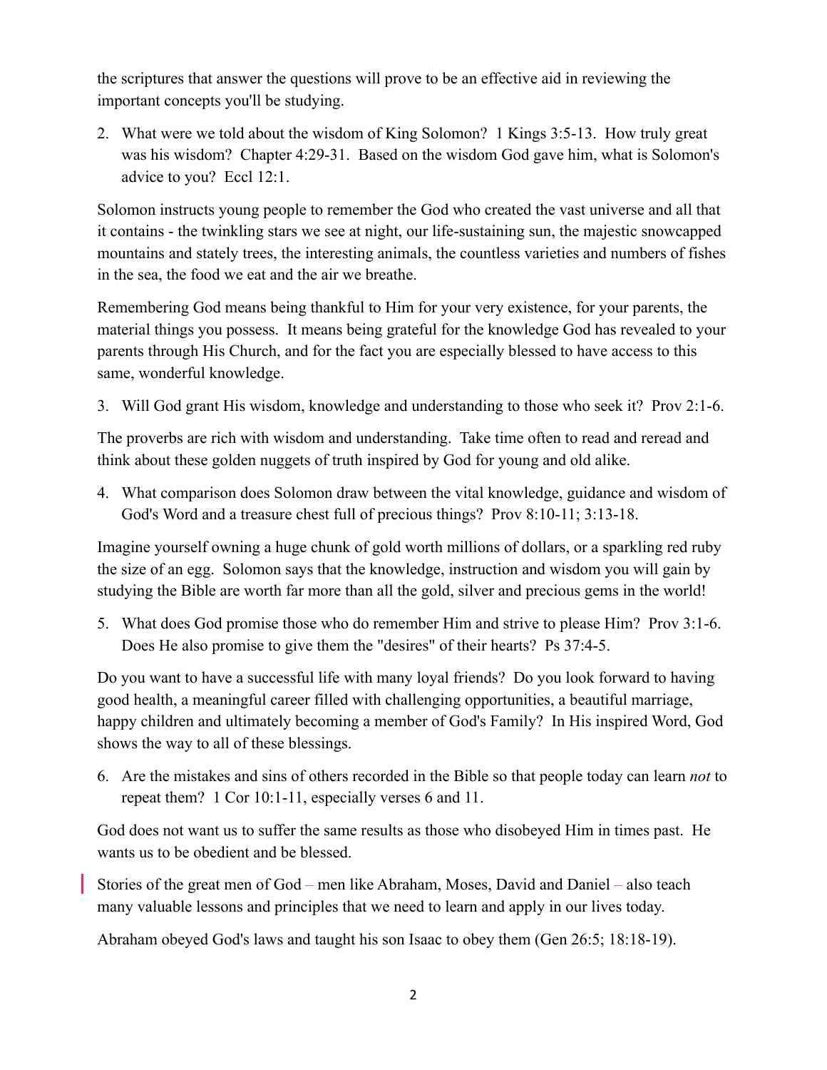the scriptures that answer the questions will prove to be an effective aid in reviewing the important concepts you'll be studying.

2. What were we told about the wisdom of King Solomon? 1 Kings 3:5-13. How truly great was his wisdom? Chapter 4:29-31. Based on the wisdom God gave him, what is Solomon's advice to you? Eccl 12:1.

Solomon instructs young people to remember the God who created the vast universe and all that it contains - the twinkling stars we see at night, our life-sustaining sun, the majestic snowcapped mountains and stately trees, the interesting animals, the countless varieties and numbers of fishes in the sea, the food we eat and the air we breathe.

Remembering God means being thankful to Him for your very existence, for your parents, the material things you possess. It means being grateful for the knowledge God has revealed to your parents through His Church, and for the fact you are especially blessed to have access to this same, wonderful knowledge.

3. Will God grant His wisdom, knowledge and understanding to those who seek it? Prov 2:1-6.

The proverbs are rich with wisdom and understanding. Take time often to read and reread and think about these golden nuggets of truth inspired by God for young and old alike.

4. What comparison does Solomon draw between the vital knowledge, guidance and wisdom of God's Word and a treasure chest full of precious things? Prov 8:10-11; 3:13-18.

Imagine yourself owning a huge chunk of gold worth millions of dollars, or a sparkling red ruby the size of an egg. Solomon says that the knowledge, instruction and wisdom you will gain by studying the Bible are worth far more than all the gold, silver and precious gems in the world!

5. What does God promise those who do remember Him and strive to please Him? Prov 3:1-6. Does He also promise to give them the "desires" of their hearts? Ps 37:4-5.

Do you want to have a successful life with many loyal friends? Do you look forward to having good health, a meaningful career filled with challenging opportunities, a beautiful marriage, happy children and ultimately becoming a member of God's Family? In His inspired Word, God shows the way to all of these blessings.

6. Are the mistakes and sins of others recorded in the Bible so that people today can learn *not* to repeat them? 1 Cor 10:1-11, especially verses 6 and 11.

God does not want us to suffer the same results as those who disobeyed Him in times past. He wants us to be obedient and be blessed.

Stories of the great men of God – men like Abraham, Moses, David and Daniel – also teach many valuable lessons and principles that we need to learn and apply in our lives today.

Abraham obeyed God's laws and taught his son Isaac to obey them (Gen 26:5; 18:18-19).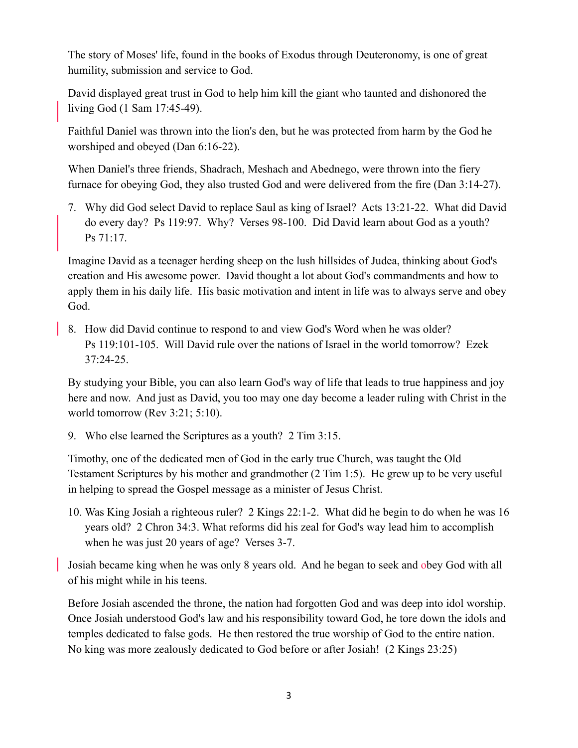The story of Moses' life, found in the books of Exodus through Deuteronomy, is one of great humility, submission and service to God.

David displayed great trust in God to help him kill the giant who taunted and dishonored the living God (1 Sam 17:45-49).

Faithful Daniel was thrown into the lion's den, but he was protected from harm by the God he worshiped and obeyed (Dan 6:16-22).

When Daniel's three friends, Shadrach, Meshach and Abednego, were thrown into the fiery furnace for obeying God, they also trusted God and were delivered from the fire (Dan 3:14-27).

7. Why did God select David to replace Saul as king of Israel? Acts 13:21-22. What did David do every day? Ps 119:97. Why? Verses 98-100. Did David learn about God as a youth? Ps 71:17.

Imagine David as a teenager herding sheep on the lush hillsides of Judea, thinking about God's creation and His awesome power. David thought a lot about God's commandments and how to apply them in his daily life. His basic motivation and intent in life was to always serve and obey God.

8. How did David continue to respond to and view God's Word when he was older? Ps 119:101-105. Will David rule over the nations of Israel in the world tomorrow? Ezek 37:24-25.

By studying your Bible, you can also learn God's way of life that leads to true happiness and joy here and now. And just as David, you too may one day become a leader ruling with Christ in the world tomorrow (Rev 3:21; 5:10).

9. Who else learned the Scriptures as a youth? 2 Tim 3:15.

Timothy, one of the dedicated men of God in the early true Church, was taught the Old Testament Scriptures by his mother and grandmother (2 Tim 1:5). He grew up to be very useful in helping to spread the Gospel message as a minister of Jesus Christ.

10. Was King Josiah a righteous ruler? 2 Kings 22:1-2. What did he begin to do when he was 16 years old? 2 Chron 34:3. What reforms did his zeal for God's way lead him to accomplish when he was just 20 years of age? Verses 3-7.

Josiah became king when he was only 8 years old. And he began to seek and obey God with all of his might while in his teens.

Before Josiah ascended the throne, the nation had forgotten God and was deep into idol worship. Once Josiah understood God's law and his responsibility toward God, he tore down the idols and temples dedicated to false gods. He then restored the true worship of God to the entire nation. No king was more zealously dedicated to God before or after Josiah! (2 Kings 23:25)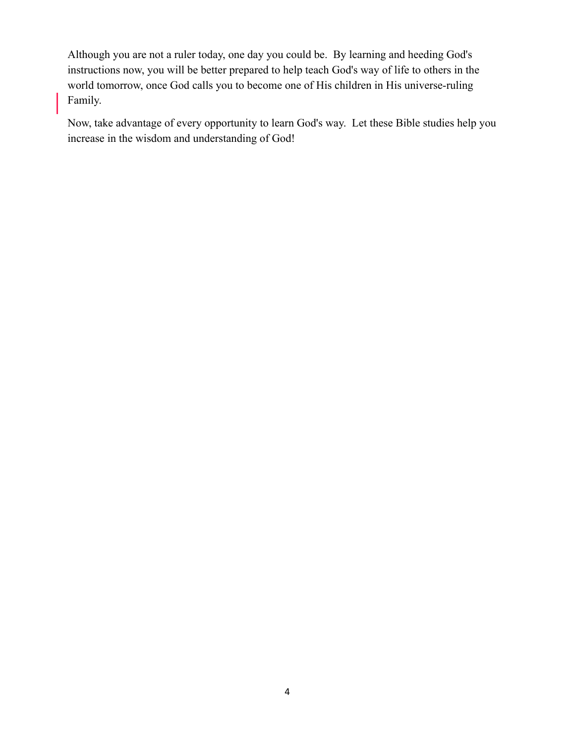Although you are not a ruler today, one day you could be.  By learning and heeding God's instructions now, you will be better prepared to help teach God's way of life to others in the world tomorrow, once God calls you to become one of His children in His universe-ruling Family.

Now, take advantage of every opportunity to learn God's way.  Let these Bible studies help you increase in the wisdom and understanding of God!